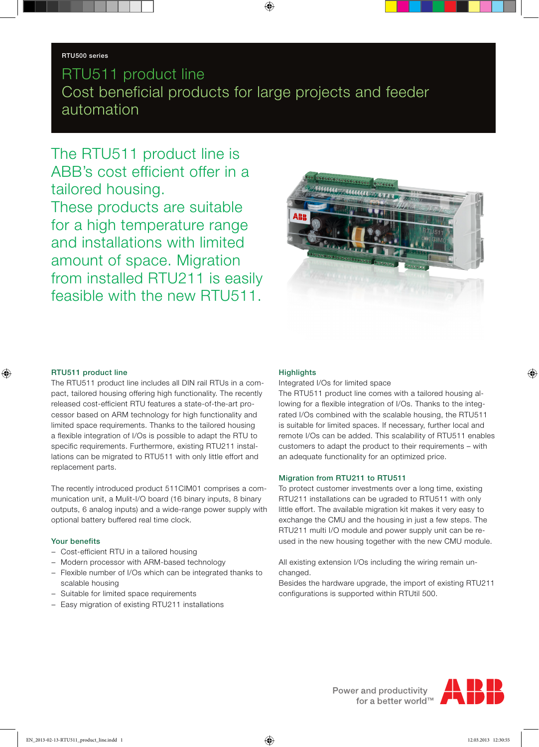RTU500 series

# RTU511 product line
# Cost beneficial products for large projects and feeder automation

The RTU511 product line is ABB's cost efficient offer in a tailored housing. These products are suitable for a high temperature range and installations with limited amount of space. Migration from installed RTU211 is easily feasible with the new RTU511.

### RTU511 product line

The RTU511 product line includes all DIN rail RTUs in a compact, tailored housing offering high functionality. The recently released cost-efficient RTU features a state-of-the-art processor based on ARM technology for high functionality and limited space requirements. Thanks to the tailored housing a flexible integration of I/Os is possible to adapt the RTU to specific requirements. Furthermore, existing RTU211 installations can be migrated to RTU511 with only little effort and replacement parts.

The recently introduced product 511CIM01 comprises a communication unit, a Mulit-I/O board (16 binary inputs, 8 binary outputs, 6 analog inputs) and a wide-range power supply with optional battery buffered real time clock.

### Your benefits

- Cost-efficient RTU in a tailored housing
- Modern processor with ARM-based technology
- Flexible number of I/Os which can be integrated thanks to scalable housing
- Suitable for limited space requirements
- Easy migration of existing RTU211 installations

### Highlights

Integrated I/Os for limited space

The RTU511 product line comes with a tailored housing allowing for a flexible integration of I/Os. Thanks to the integrated I/Os combined with the scalable housing, the RTU511 is suitable for limited spaces. If necessary, further local and remote I/Os can be added. This scalability of RTU511 enables customers to adapt the product to their requirements – with an adequate functionality for an optimized price.

### Migration from RTU211 to RTU511

To protect customer investments over a long time, existing RTU211 installations can be ugraded to RTU511 with only little effort. The available migration kit makes it very easy to exchange the CMU and the housing in just a few steps. The RTU211 multi I/O module and power supply unit can be reused in the new housing together with the new CMU module.

All existing extension I/Os including the wiring remain unchanged.

Besides the hardware upgrade, the import of existing RTU211 configurations is supported within RTUtil 500.

Power and productivity for a better world™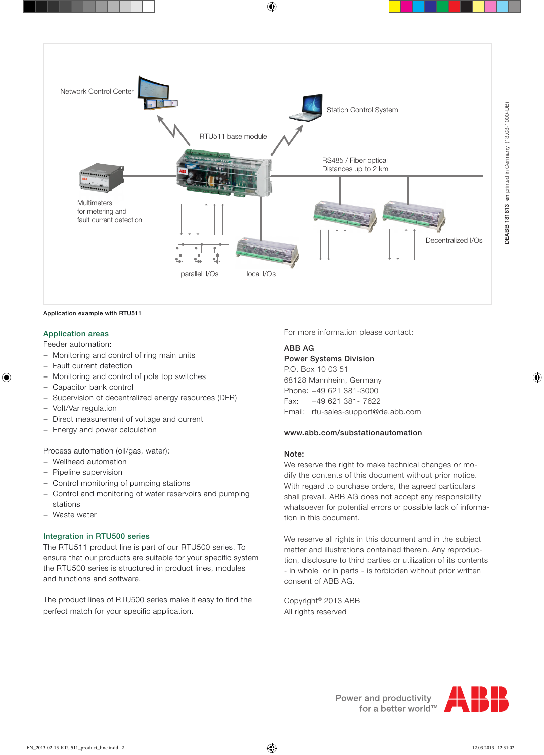Network Control Center

Station Control System

RTU511 base module

RS485 / Fiber optical
Distances up to 2 km

Multimeters
for metering and
fault current detection

Decentralized I/Os

parallell I/Os

local I/Os

Application example with RTU511

## Application areas

Feeder automation:

- Monitoring and control of ring main units
- Fault current detection
- Monitoring and control of pole top switches
- Capacitor bank control
- Supervision of decentralized energy resources (DER)
- Volt/Var regulation
- Direct measurement of voltage and current
- Energy and power calculation

Process automation (oil/gas, water):

- Wellhead automation
- Pipeline supervision
- Control monitoring of pumping stations
- Control and monitoring of water reservoirs and pumping stations
- Waste water

## Integration in RTU500 series

The RTU511 product line is part of our RTU500 series. To ensure that our products are suitable for your specific system the RTU500 series is structured in product lines, modules and functions and software.

The product lines of RTU500 series make it easy to find the perfect match for your specific application.

For more information please contact:

**ABB AG**
**Power Systems Division**
P.O. Box 10 03 51
68128 Mannheim, Germany
Phone: +49 621 381-3000
Fax: +49 621 381- 7622
Email: rtu-sales-support@de.abb.com

**www.abb.com/substationautomation**

**Note:**

We reserve the right to make technical changes or modify the contents of this document without prior notice. With regard to purchase orders, the agreed particulars shall prevail. ABB AG does not accept any responsibility whatsoever for potential errors or possible lack of information in this document.

We reserve all rights in this document and in the subject matter and illustrations contained therein. Any reproduction, disclosure to third parties or utilization of its contents - in whole or in parts - is forbidden without prior written consent of ABB AG.

Copyright© 2013 ABB
All rights reserved

DEABB 181813 en printed in Germany (13.03-1000-DB)

Power and productivity
for a better world™